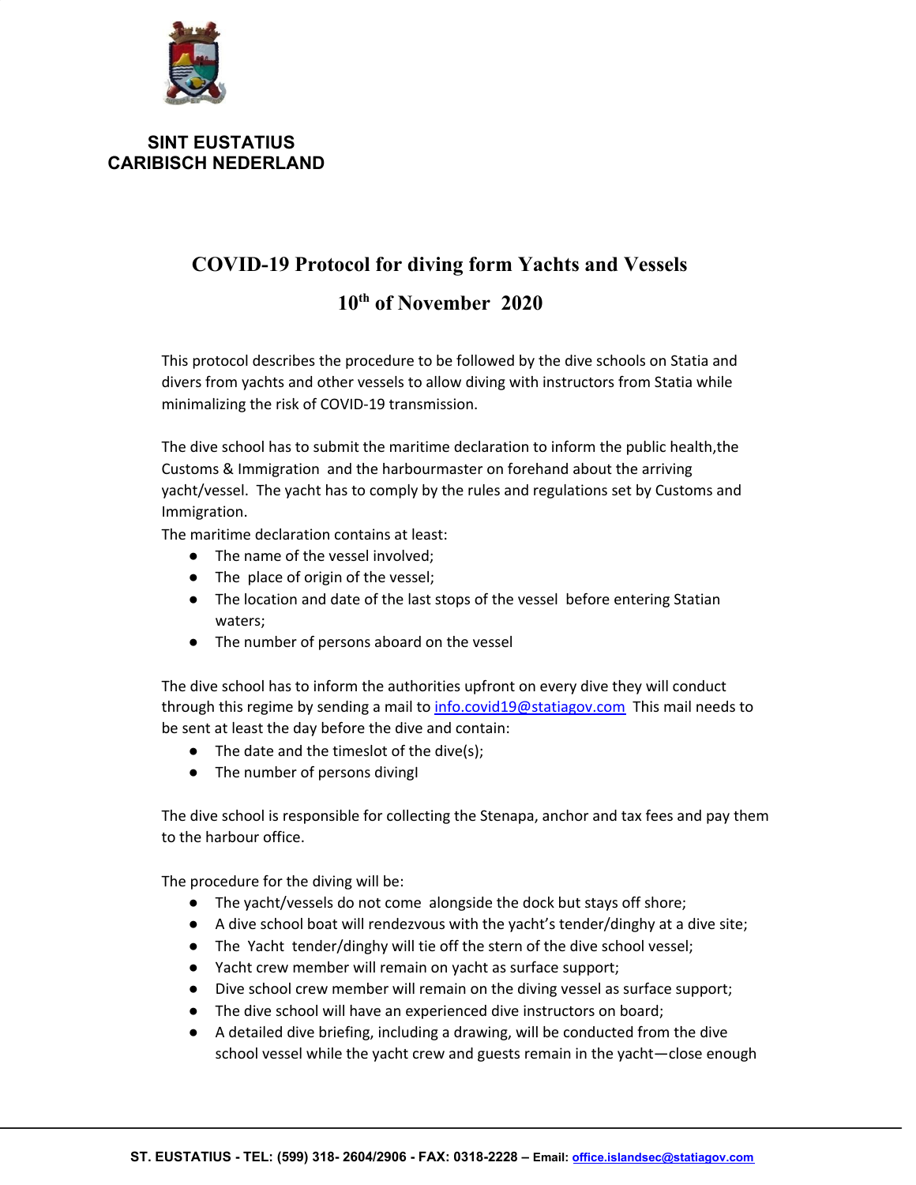**SINT EUSTATIUS**
**CARIBISCH NEDERLAND**

# COVID-19 Protocol for diving form Yachts and Vessels

## 10th of November 2020

This protocol describes the procedure to be followed by the dive schools on Statia and divers from yachts and other vessels to allow diving with instructors from Statia while minimalizing the risk of COVID-19 transmission.

The dive school has to submit the maritime declaration to inform the public health,the Customs & Immigration and the harbourmaster on forehand about the arriving yacht/vessel. The yacht has to comply by the rules and regulations set by Customs and Immigration.

The maritime declaration contains at least:

- The name of the vessel involved;
- The place of origin of the vessel;
- The location and date of the last stops of the vessel before entering Statian waters;
- The number of persons aboard on the vessel

The dive school has to inform the authorities upfront on every dive they will conduct through this regime by sending a mail to info.covid19@statiagov.com This mail needs to be sent at least the day before the dive and contain:

- The date and the timeslot of the dive(s);
- The number of persons divingl

The dive school is responsible for collecting the Stenapa, anchor and tax fees and pay them to the harbour office.

The procedure for the diving will be:

- The yacht/vessels do not come alongside the dock but stays off shore;
- A dive school boat will rendezvous with the yacht's tender/dinghy at a dive site;
- The Yacht tender/dinghy will tie off the stern of the dive school vessel;
- Yacht crew member will remain on yacht as surface support;
- Dive school crew member will remain on the diving vessel as surface support;
- The dive school will have an experienced dive instructors on board;
- A detailed dive briefing, including a drawing, will be conducted from the dive school vessel while the yacht crew and guests remain in the yacht—close enough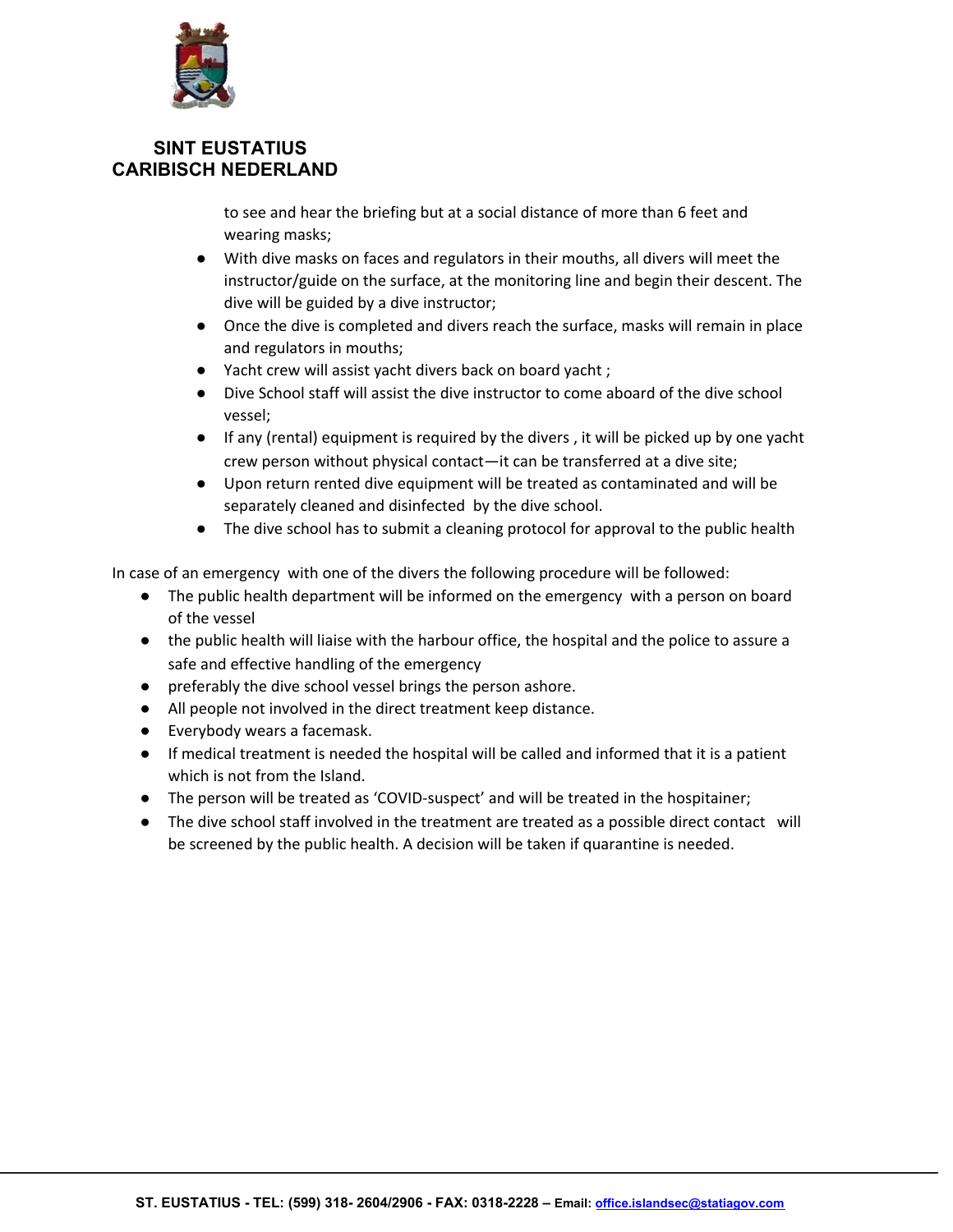to see and hear the briefing but at a social distance of more than 6 feet and wearing masks;

- With dive masks on faces and regulators in their mouths, all divers will meet the instructor/guide on the surface, at the monitoring line and begin their descent. The dive will be guided by a dive instructor;
- Once the dive is completed and divers reach the surface, masks will remain in place and regulators in mouths;
- Yacht crew will assist yacht divers back on board yacht ;
- Dive School staff will assist the dive instructor to come aboard of the dive school vessel;
- If any (rental) equipment is required by the divers , it will be picked up by one yacht crew person without physical contact—it can be transferred at a dive site;
- Upon return rented dive equipment will be treated as contaminated and will be separately cleaned and disinfected by the dive school.
- The dive school has to submit a cleaning protocol for approval to the public health

In case of an emergency with one of the divers the following procedure will be followed:

- The public health department will be informed on the emergency with a person on board of the vessel
- the public health will liaise with the harbour office, the hospital and the police to assure a safe and effective handling of the emergency
- preferably the dive school vessel brings the person ashore.
- All people not involved in the direct treatment keep distance.
- Everybody wears a facemask.
- If medical treatment is needed the hospital will be called and informed that it is a patient which is not from the Island.
- The person will be treated as 'COVID-suspect' and will be treated in the hospitainer;
- The dive school staff involved in the treatment are treated as a possible direct contact will be screened by the public health. A decision will be taken if quarantine is needed.